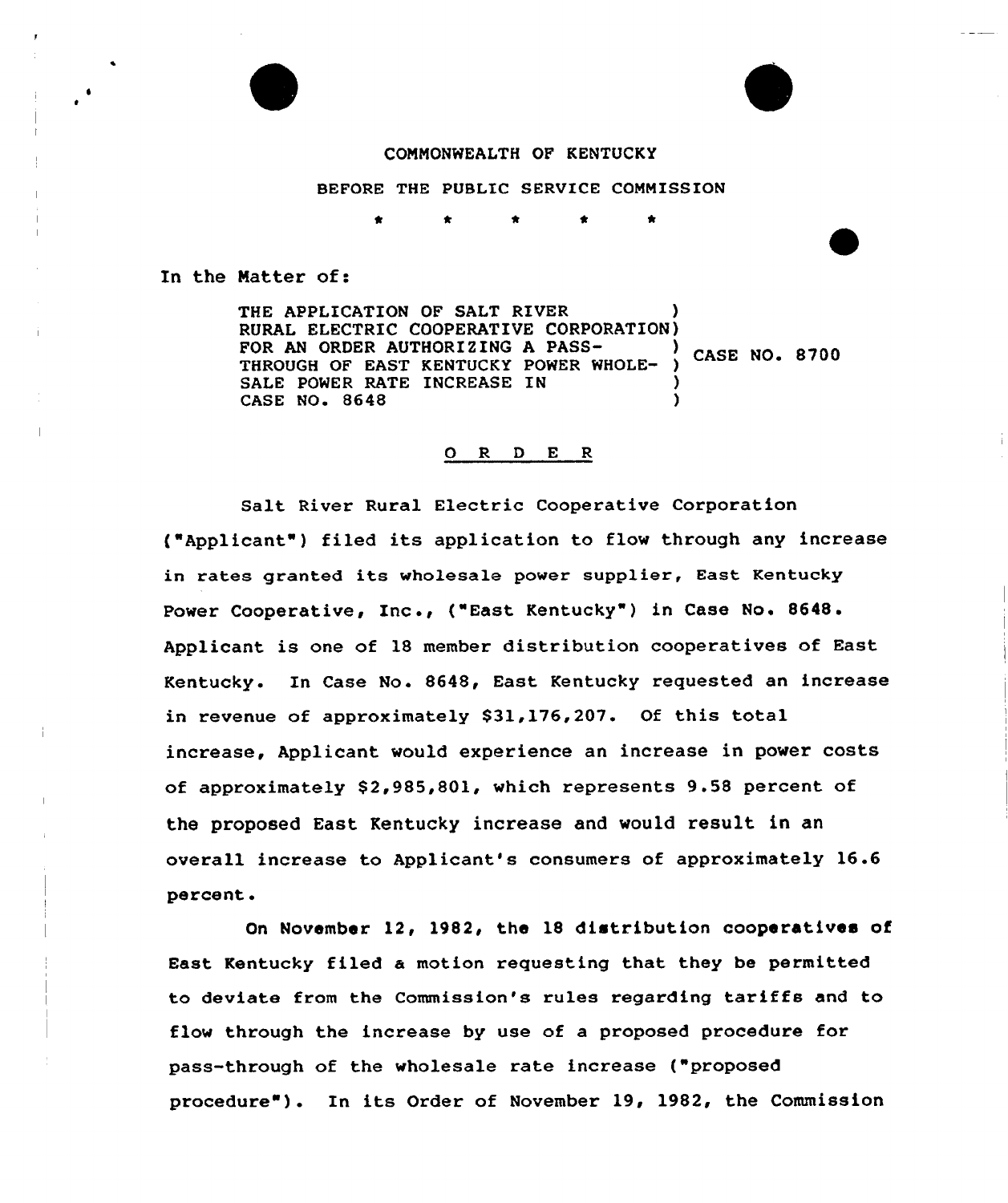COMMONWEALTH OF KENTUCKY

BEFORE THE PUBLIC SERVICE COMMISSION

\* \* \* \* \*

In the Matter of:

THE APPLICATION OF SALT RIVER RURAL ELECTRIC COOPERATIVE CORPORATION FOR AN ORDER AUTHORIZING A PASS-THROUGH OF EAST KENTUCKY POWER WHOLESALE POWER RATE INCREASE IN CASE NO. 8648 ) CASE NO. 8700

## O R D E R

Salt River Rural Electric Cooperative Corporation ("Applicant") filed its application to flow through any increase in rates granted its wholesale power supplier, East Kentucky Power Cooperative, Inc., ("East Kentucky") in Case No. 8648. Applicant is one of 18 member distribution cooperatives of East Kentucky. In Case No. 8648, East Kentucky requested an increase in revenue of approximately $31,176,207. Of this total increase, Applicant would experience an increase in power costs of approximately $2,985,801, which represents 9.58 percent of the proposed East Kentucky increase and would result in an overall increase to Applicant's consumers of approximately 16.6 percent.

On November 12, 1982, the 18 distribution cooperatives of East Kentucky filed a motion requesting that they be permitted to deviate from the Commission's rules regarding tariffs and to flow through the increase by use of a proposed procedure for pass-through of the wholesale rate increase ("proposed procedure"). In its Order of November 19, 1982, the Commission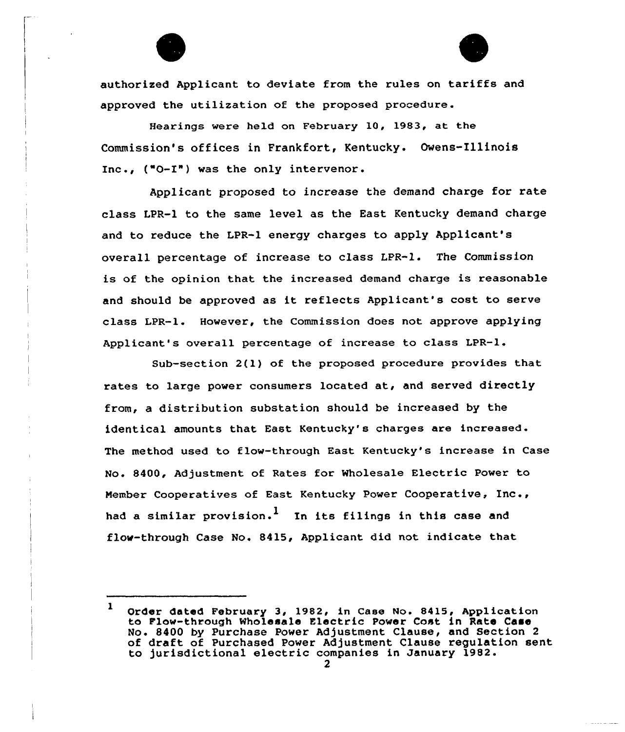authorized Applicant to deviate from the rules on tariffs and approved the utilization of the proposed procedure.

Hearings were held on February 10, 1983, at the Commission's offices in Frankfort, Kentucky. Owens-Illinois Inc., ("O-I") was the only intervenor.

Applicant proposed to increase the demand charge for rate class LPR-1 to the same level as the East Kentucky demand charge and to reduce the LPR-1 energy charges to apply Applicant's overall percentage of increase to class LPR-1. The Commission is of the opinion that the increased demand charge is reasonable and should be approved as it reflects Applicant's cost to serve class LPR-1. However, the Commission does not approve applying Applicant's overall percentage of increase to class LPR-1.

Sub-section 2(1) of the proposed procedure provides that rates to large power consumers located at, and served directly from, a distribution substation should be increased by the identical amounts that East Kentucky's charges are increased. The method used to flow-through East Kentucky's increase in Case No. 8400, Adjustment of Rates for Wholesale Electric Power to Member Cooperatives of East Kentucky Power Cooperative, Inc., had a similar provision.[1] In its filings in this case and flow-through Case No. 8415, Applicant did not indicate that

---

[1] Order dated February 3, 1982, in Case No. 8415, Application to Flow-through Wholesale Electric Power Cost in Rate Case No. 8400 by Purchase Power Adjustment Clause, and Section 2 of draft of Purchased Power Adjustment Clause regulation sent to jurisdictional electric companies in January 1982.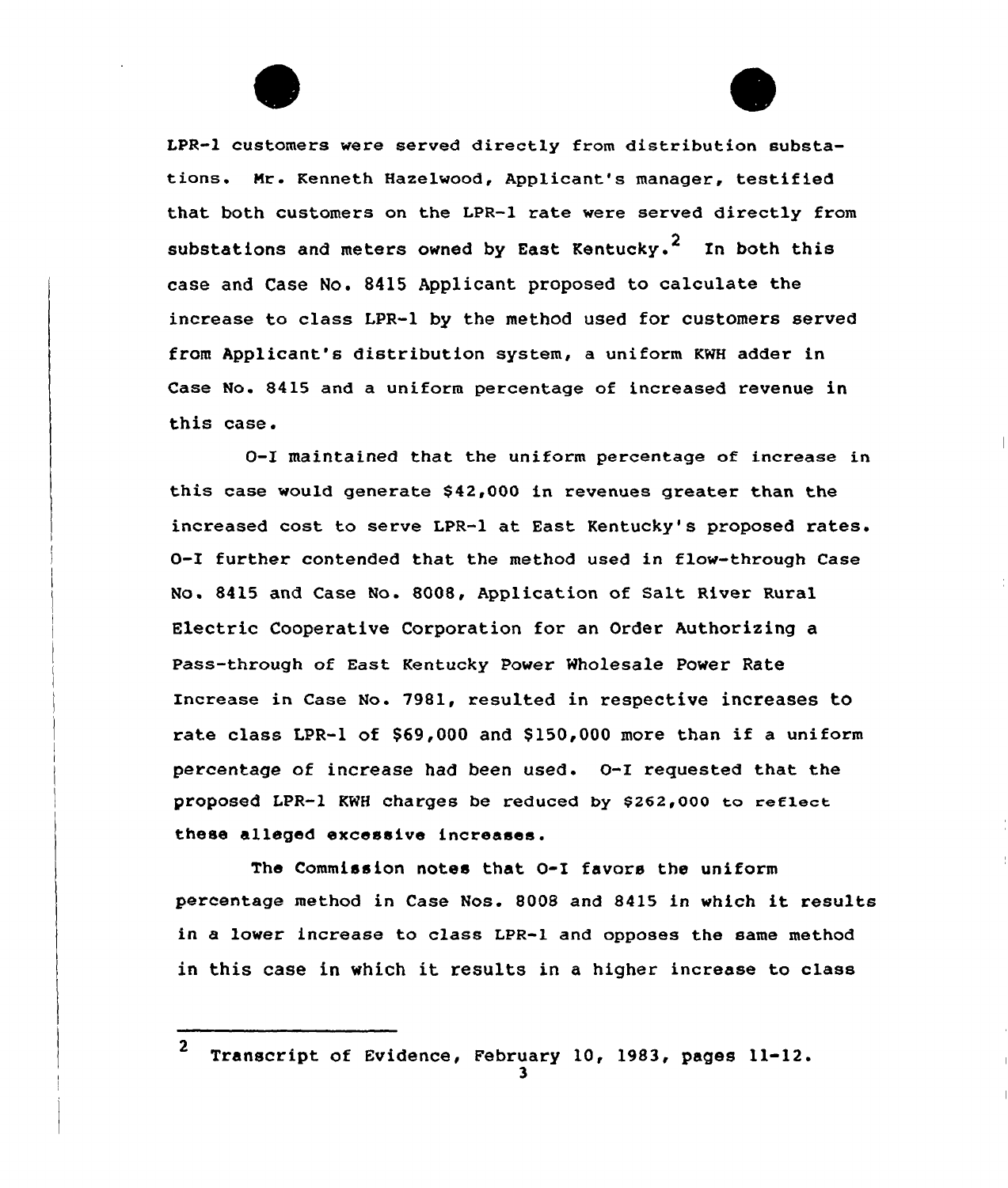LPR-1 customers were served directly from distribution substations. Mr. Kenneth Hazelwood, Applicant's manager, testified that both customers on the LPR-1 rate were served directly from substations and meters owned by East Kentucky.[2] In both this case and Case No. 8415 Applicant proposed to calculate the increase to class LPR-1 by the method used for customers served from Applicant's distribution system, a uniform KWH adder in Case No. 8415 and a uniform percentage of increased revenue in this case.

O-I maintained that the uniform percentage of increase in this case would generate $42,000 in revenues greater than the increased cost to serve LPR-1 at East Kentucky's proposed rates. O-I further contended that the method used in flow-through Case No. 8415 and Case No. 8008, Application of Salt River Rural Electric Cooperative Corporation for an Order Authorizing a Pass-through of East Kentucky Power Wholesale Power Rate Increase in Case No. 7981, resulted in respective increases to rate class LPR-1 of $69,000 and $150,000 more than if a uniform percentage of increase had been used. O-I requested that the proposed LPR-1 KWH charges be reduced by $262,000 to reflect these alleged excessive increases.

The Commission notes that O-I favors the uniform percentage method in Case Nos. 8008 and 8415 in which it results in a lower increase to class LPR-1 and opposes the same method in this case in which it results in a higher increase to class

---

[2] Transcript of Evidence, February 10, 1983, pages 11-12.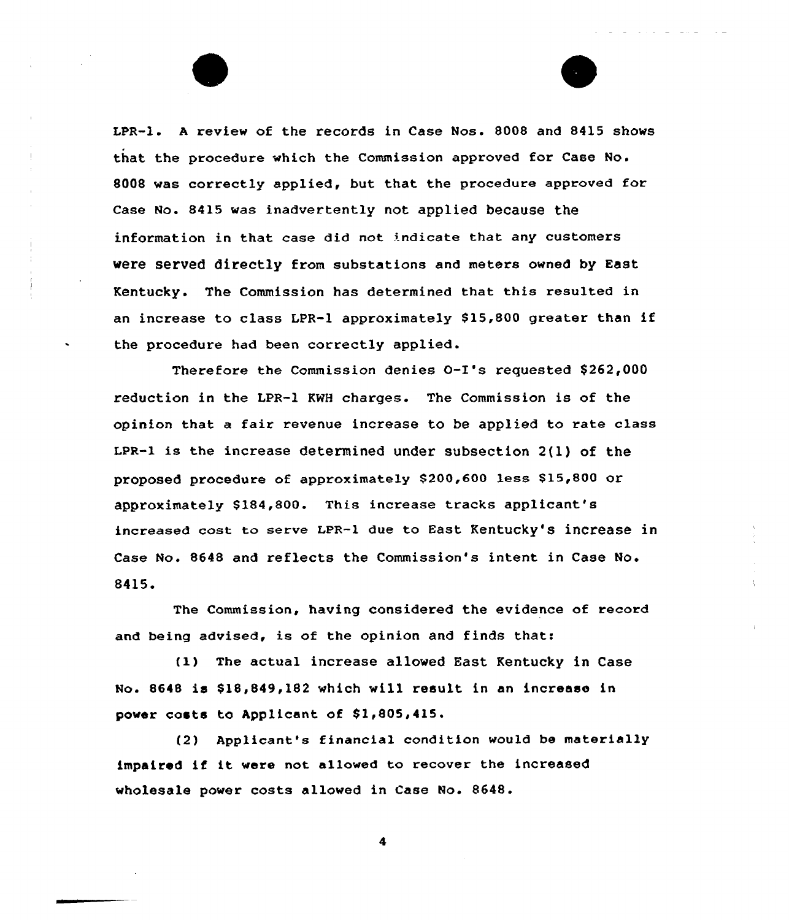LPR-1. A review of the records in Case Nos. 8008 and 8415 shows that the procedure which the Commission approved for Case No. 8008 was correctly applied, but that the procedure approved for Case No. 8415 was inadvertently not applied because the information in that case did not indicate that any customers were served directly from substations and meters owned by East Kentucky. The Commission has determined that this resulted in an increase to class LPR-1 approximately $15,800 greater than if the procedure had been correctly applied.

Therefore the Commission denies O-I's requested $262,000 reduction in the LPR-1 KWH charges. The Commission is of the opinion that a fair revenue increase to be applied to rate class LPR-1 is the increase determined under subsection 2(1) of the proposed procedure of approximately $200,600 less $15,800 or approximately $184,800. This increase tracks applicant's increased cost to serve LPR-1 due to East Kentucky's increase in Case No. 8648 and reflects the Commission's intent in Case No. 8415.

The Commission, having considered the evidence of record and being advised, is of the opinion and finds that:

(1) The actual increase allowed East Kentucky in Case No. 8648 is $18,849,182 which will result in an increase in power costs to Applicant of $1,805,415.

(2) Applicant's financial condition would be materially impaired if it were not allowed to recover the increased wholesale power costs allowed in Case No. 8648.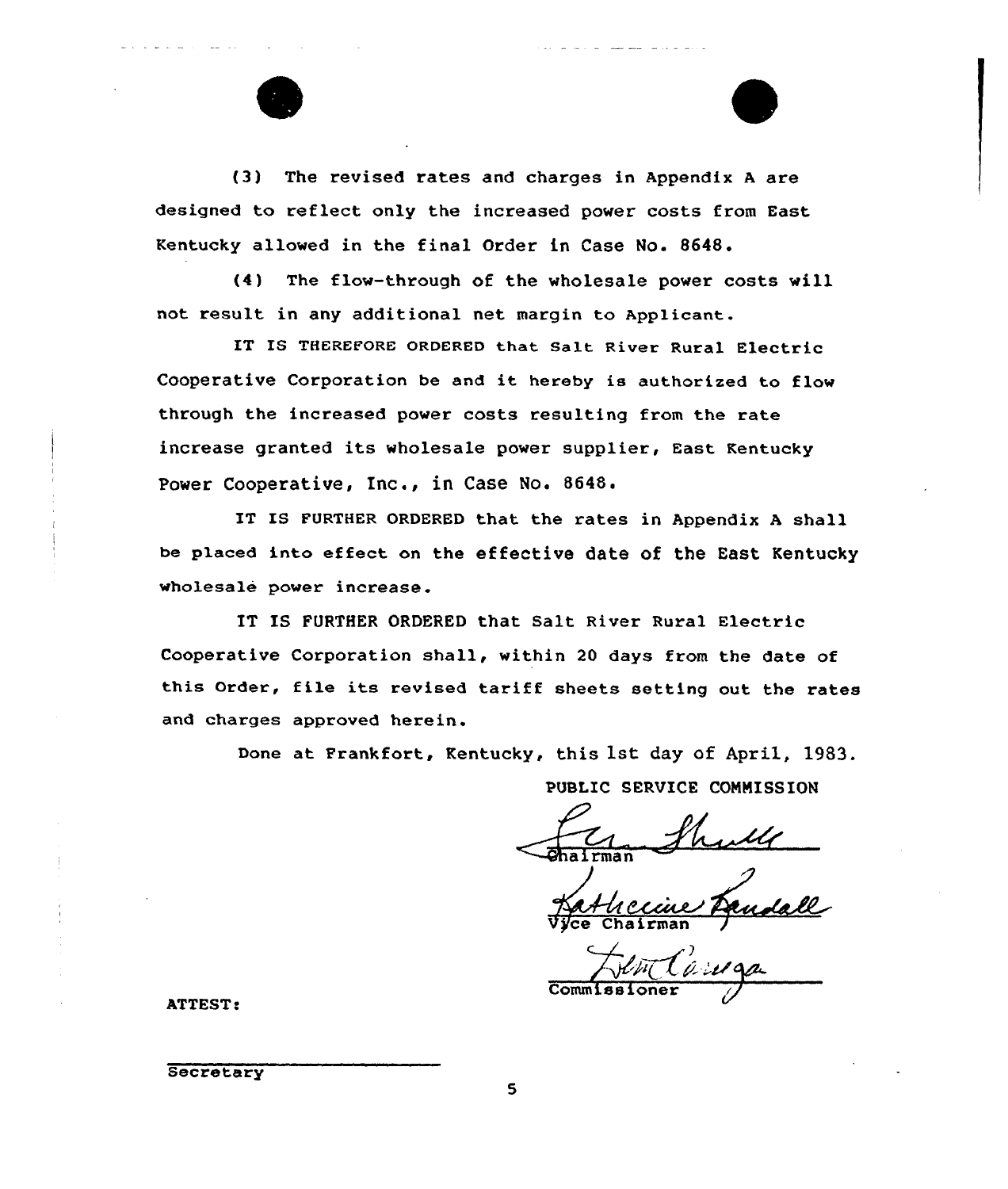(3) The revised rates and charges in Appendix A are designed to reflect only the increased power costs from East Kentucky allowed in the final Order in Case No. 8648.

(4) The flow-through of the wholesale power costs will not result in any additional net margin to Applicant.

IT IS THEREFORE ORDERED that Salt River Rural Electric Cooperative Corporation be and it hereby is authorized to flow through the increased power costs resulting from the rate increase granted its wholesale power supplier, East Kentucky Power Cooperative, Inc., in Case No. 8648.

IT IS FURTHER ORDERED that the rates in Appendix A shall be placed into effect on the effective date of the East Kentucky wholesale power increase.

IT IS FURTHER ORDERED that Salt River Rural Electric Cooperative Corporation shall, within 20 days from the date of this Order, file its revised tariff sheets setting out the rates and charges approved herein.

Done at Frankfort, Kentucky, this 1st day of April, 1983.

PUBLIC SERVICE COMMISSION

Chairman

Vice Chairman

Commissioner

ATTEST:

Secretary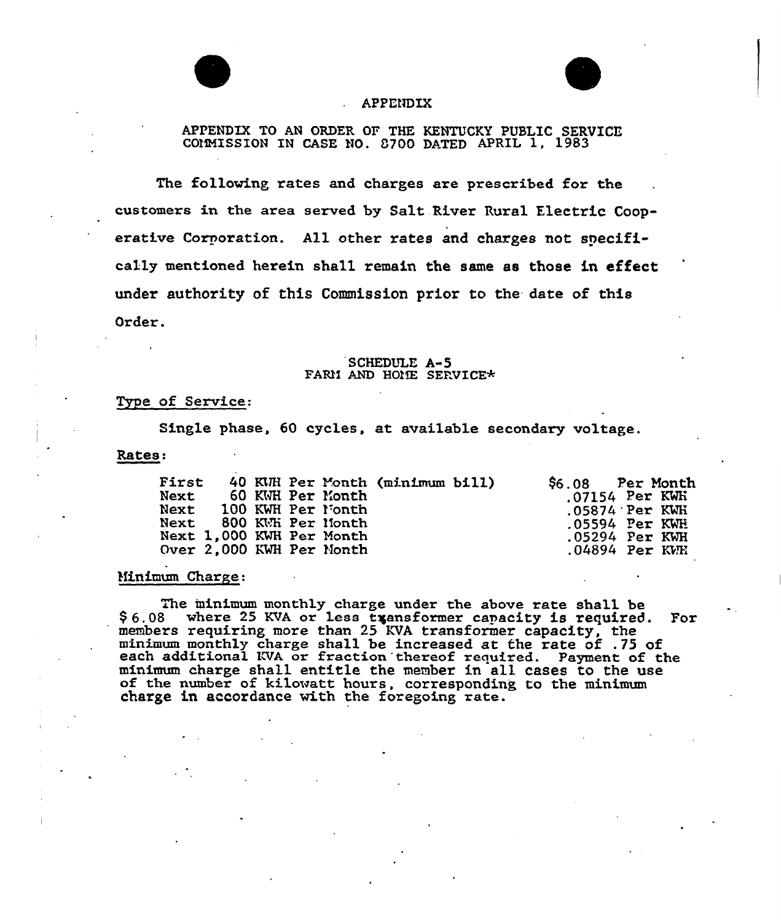# APPENDIX

APPENDIX TO AN ORDER OF THE KENTUCKY PUBLIC SERVICE COMMISSION IN CASE NO. 8700 DATED APRIL 1, 1983

The following rates and charges are prescribed for the customers in the area served by Salt River Rural Electric Cooperative Corporation. All other rates and charges not specifically mentioned herein shall remain the same as those in effect under authority of this Commission prior to the date of this Order.

## SCHEDULE A-5
## FARM AND HOME SERVICE*

Type of Service:

Single phase, 60 cycles, at available secondary voltage.

Rates:

| | | |
|---|---|---|
| First | 40 KWH Per Month (minimum bill) | $6.08 Per Month |
| Next | 60 KWH Per Month | .07154 Per KWH |
| Next | 100 KWH Per Month | .05874 Per KWH |
| Next | 800 KWH Per Month | .05594 Per KWH |
| Next | 1,000 KWH Per Month | .05294 Per KWH |
| Over | 2,000 KWH Per Month | .04894 Per KWH |

Minimum Charge:

The minimum monthly charge under the above rate shall be $ 6.08 where 25 KVA or less transformer capacity is required. For members requiring more than 25 KVA transformer capacity, the minimum monthly charge shall be increased at the rate of .75 of each additional KVA or fraction thereof required. Payment of the minimum charge shall entitle the member in all cases to the use of the number of kilowatt hours, corresponding to the minimum charge in accordance with the foregoing rate.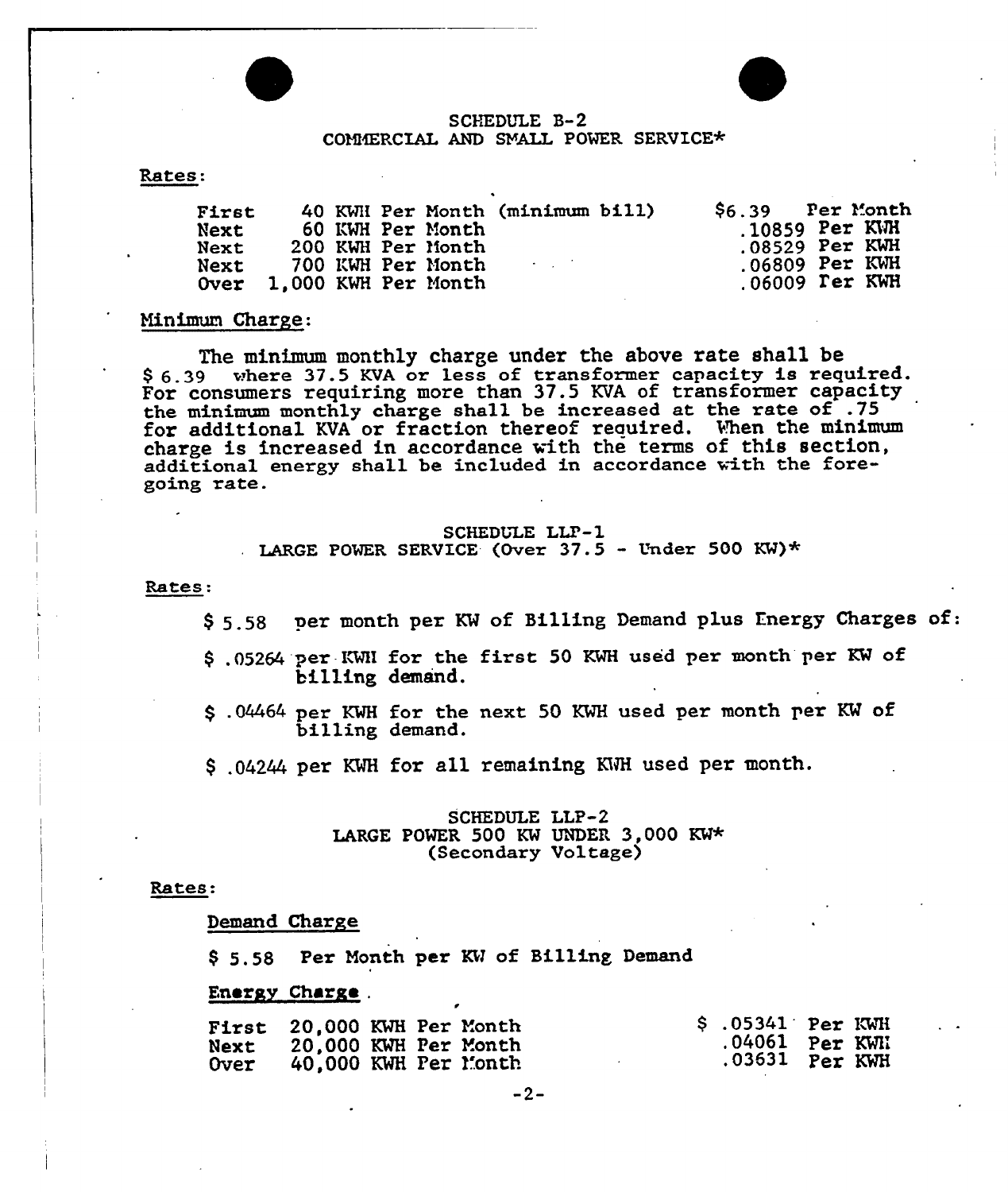## SCHEDULE B-2
## COMMERCIAL AND SMALL POWER SERVICE*

Rates:

| | | | |
|---|---|---|---|
| First | 40 KWH Per Month (minimum bill) | $6.39 | Per Month |
| Next | 60 KWH Per Month | .10859 | Per KWH |
| Next | 200 KWH Per Month | .08529 | Per KWH |
| Next | 700 KWH Per Month | .06809 | Per KWH |
| Over | 1,000 KWH Per Month | .06009 | Per KWH |

Minimum Charge:

The minimum monthly charge under the above rate shall be $ 6.39 where 37.5 KVA or less of transformer capacity is required. For consumers requiring more than 37.5 KVA of transformer capacity the minimum monthly charge shall be increased at the rate of .75 for additional KVA or fraction thereof required. When the minimum charge is increased in accordance with the terms of this section, additional energy shall be included in accordance with the foregoing rate.

## SCHEDULE LLP-1
## LARGE POWER SERVICE (Over 37.5 - Under 500 KW)*

Rates:

$ 5.58 per month per KW of Billing Demand plus Energy Charges of:

$ .05264 per KWH for the first 50 KWH used per month per KW of billing demand.

$ .04464 per KWH for the next 50 KWH used per month per KW of billing demand.

$ .04244 per KWH for all remaining KWH used per month.

## SCHEDULE LLP-2
## LARGE POWER 500 KW UNDER 3,000 KW*
## (Secondary Voltage)

Rates:

Demand Charge

$ 5.58 Per Month per KW of Billing Demand

Energy Charge

| | | | |
|---|---|---|---|
| First | 20,000 KWH Per Month | $ .05341 | Per KWH |
| Next | 20,000 KWH Per Month | .04061 | Per KWH |
| Over | 40,000 KWH Per Month | .03631 | Per KWH |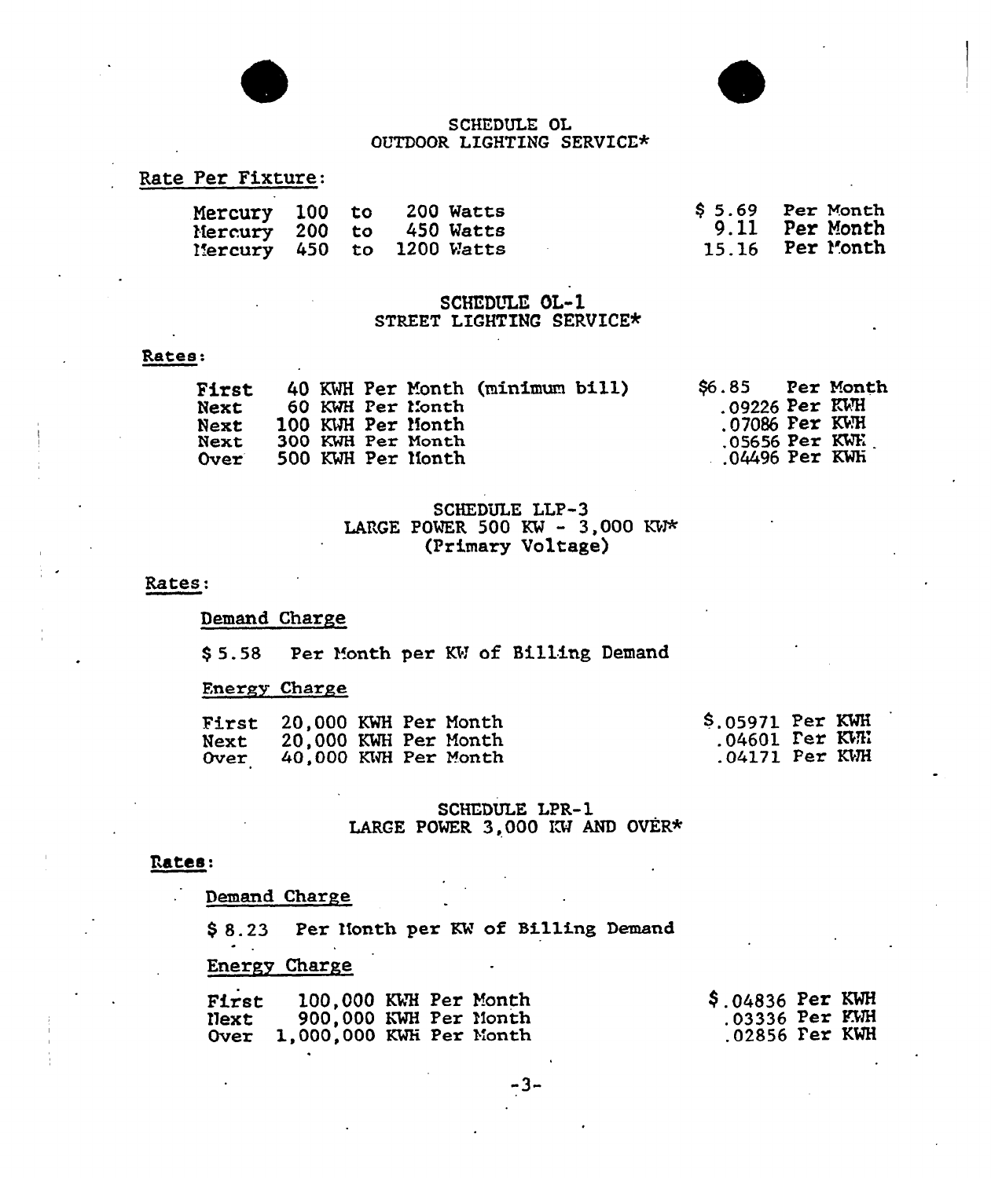## SCHEDULE OL
### OUTDOOR LIGHTING SERVICE*

Rate Per Fixture:

| | |
|---|---|
| Mercury 100 to 200 Watts | $ 5.69 Per Month |
| Mercury 200 to 450 Watts | 9.11 Per Month |
| Mercury 450 to 1200 Watts | 15.16 Per Month |

## SCHEDULE OL-1
### STREET LIGHTING SERVICE*

Rates:

| | |
|---|---|
| First 40 KWH Per Month (minimum bill) | $6.85 Per Month |
| Next 60 KWH Per Month | .09226 Per KWH |
| Next 100 KWH Per Month | .07086 Per KWH |
| Next 300 KWH Per Month | .05656 Per KWH |
| Over 500 KWH Per Month | .04496 Per KWH |

## SCHEDULE LLP-3
### LARGE POWER 500 KW - 3,000 KW*
### (Primary Voltage)

Rates:

Demand Charge

$ 5.58 Per Month per KW of Billing Demand

Energy Charge

| | |
|---|---|
| First 20,000 KWH Per Month | $.05971 Per KWH |
| Next 20,000 KWH Per Month | .04601 Per KWH |
| Over 40,000 KWH Per Month | .04171 Per KWH |

## SCHEDULE LPR-1
### LARGE POWER 3,000 KW AND OVER*

Rates:

Demand Charge

$ 8.23 Per Month per KW of Billing Demand

Energy Charge

| | |
|---|---|
| First 100,000 KWH Per Month | $.04836 Per KWH |
| Next 900,000 KWH Per Month | .03336 Per KWH |
| Over 1,000,000 KWH Per Month | .02856 Per KWH |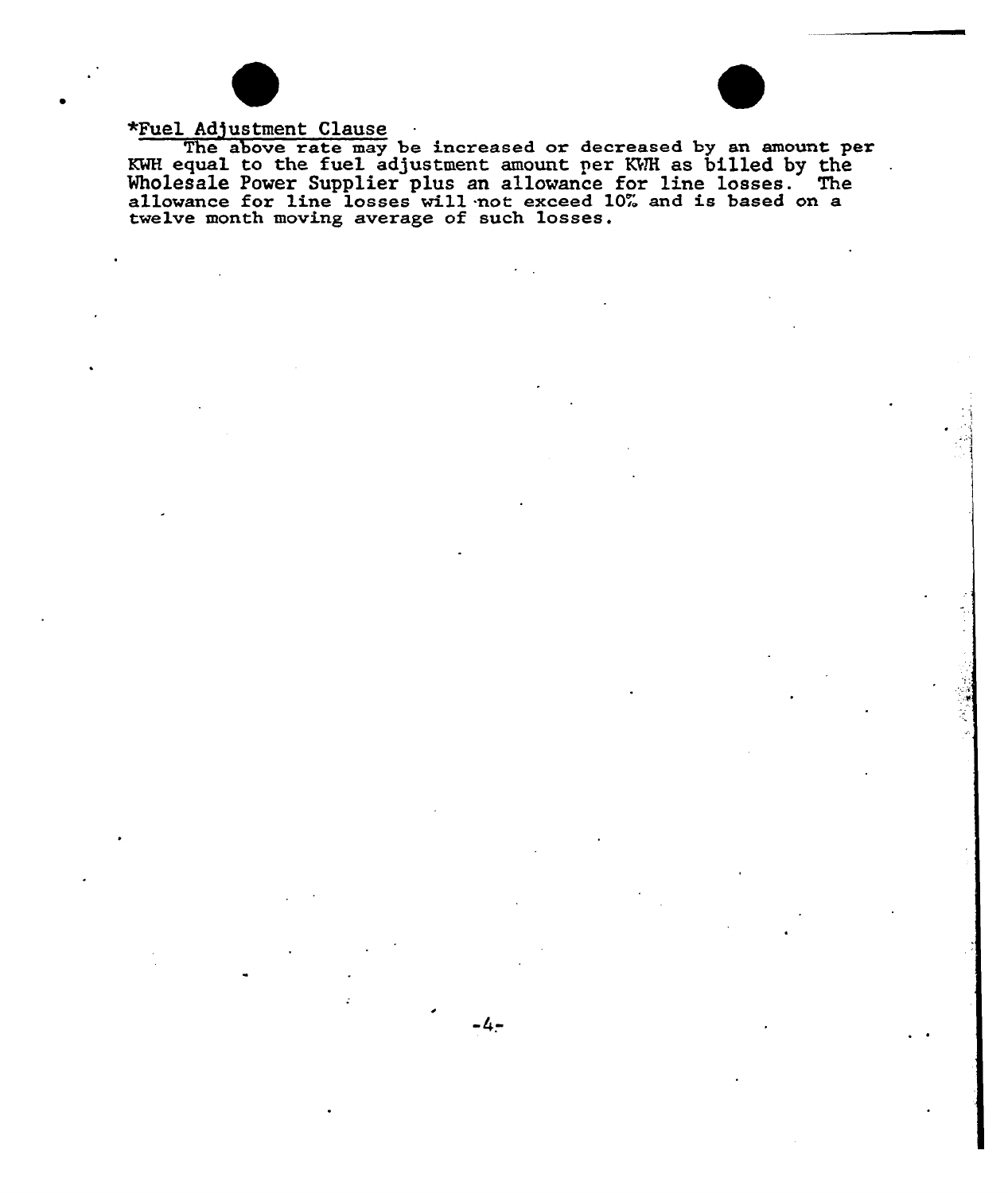*<u>Fuel Adjustment Clause</u>

The above rate may be increased or decreased by an amount per KWH equal to the fuel adjustment amount per KWH as billed by the Wholesale Power Supplier plus an allowance for line losses. The allowance for line losses will not exceed 10% and is based on a twelve month moving average of such losses.